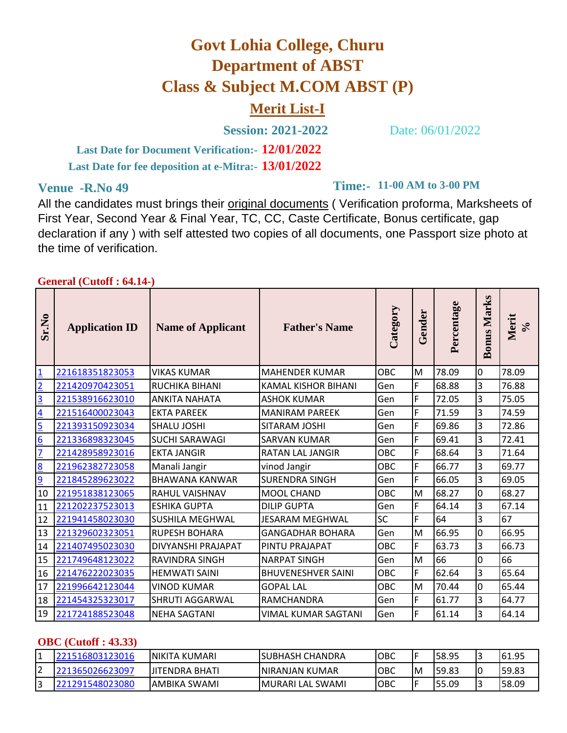# Govt Lohia College, Churu

# Department of ABST

# Class & Subject M.COM ABST (P)

## Merit List-I

**Session: 2021-2022** Date: 06/01/2022

**Last Date for Document Verification:- 12/01/2022**

**Last Date for fee deposition at e-Mitra:- 13/01/2022**

**Venue -R.No 49** **Time:- 11-00 AM to 3-00 PM**

All the candidates must brings their original documents ( Verification proforma, Marksheets of First Year, Second Year & Final Year, TC, CC, Caste Certificate, Bonus certificate, gap declaration if any ) with self attested two copies of all documents, one Passport size photo at the time of verification.

**General (Cutoff : 64.14-)**

| Sr.No | Application ID | Name of Applicant | Father's Name | Category | Gender | Percentage | Bonus Marks | Merit % |
|---|---|---|---|---|---|---|---|---|
| 1 | 221618351823053 | VIKAS KUMAR | MAHENDER KUMAR | OBC | M | 78.09 | 0 | 78.09 |
| 2 | 221420970423051 | RUCHIKA BIHANI | KAMAL KISHOR BIHANI | Gen | F | 68.88 | 3 | 76.88 |
| 3 | 221538916623010 | ANKITA NAHATA | ASHOK KUMAR | Gen | F | 72.05 | 3 | 75.05 |
| 4 | 221516400023043 | EKTA PAREEK | MANIRAM PAREEK | Gen | F | 71.59 | 3 | 74.59 |
| 5 | 221393150923034 | SHALU JOSHI | SITARAM JOSHI | Gen | F | 69.86 | 3 | 72.86 |
| 6 | 221336898323045 | SUCHI SARAWAGI | SARVAN KUMAR | Gen | F | 69.41 | 3 | 72.41 |
| 7 | 221428958923016 | EKTA JANGIR | RATAN LAL JANGIR | OBC | F | 68.64 | 3 | 71.64 |
| 8 | 221962382723058 | Manali Jangir | vinod Jangir | OBC | F | 66.77 | 3 | 69.77 |
| 9 | 221845289623022 | BHAWANA KANWAR | SURENDRA SINGH | Gen | F | 66.05 | 3 | 69.05 |
| 10 | 221951838123065 | RAHUL VAISHNAV | MOOL CHAND | OBC | M | 68.27 | 0 | 68.27 |
| 11 | 221202237523013 | ESHIKA GUPTA | DILIP GUPTA | Gen | F | 64.14 | 3 | 67.14 |
| 12 | 221941458023030 | SUSHILA MEGHWAL | JESARAM MEGHWAL | SC | F | 64 | 3 | 67 |
| 13 | 221329602323051 | RUPESH BOHARA | GANGADHAR BOHARA | Gen | M | 66.95 | 0 | 66.95 |
| 14 | 221407495023030 | DIVYANSHI PRAJAPAT | PINTU PRAJAPAT | OBC | F | 63.73 | 3 | 66.73 |
| 15 | 221749648123022 | RAVINDRA SINGH | NARPAT SINGH | Gen | M | 66 | 0 | 66 |
| 16 | 221476222023035 | HEMWATI SAINI | BHUVENESHVER SAINI | OBC | F | 62.64 | 3 | 65.64 |
| 17 | 221996642123044 | VINOD KUMAR | GOPAL LAL | OBC | M | 70.44 | 0 | 65.44 |
| 18 | 221454325323017 | SHRUTI AGGARWAL | RAMCHANDRA | Gen | F | 61.77 | 3 | 64.77 |
| 19 | 221724188523048 | NEHA SAGTANI | VIMAL KUMAR SAGTANI | Gen | F | 61.14 | 3 | 64.14 |

**OBC (Cutoff : 43.33)**

| Sr.No | Application ID | Name of Applicant | Father's Name | Category | Gender | Percentage | Bonus Marks | Merit % |
|---|---|---|---|---|---|---|---|---|
| 1 | 221516803123016 | NIKITA KUMARI | SUBHASH CHANDRA | OBC | F | 58.95 | 3 | 61.95 |
| 2 | 221365026623097 | JITENDRA BHATI | NIRANJAN KUMAR | OBC | M | 59.83 | 0 | 59.83 |
| 3 | 221291548023080 | AMBIKA SWAMI | MURARI LAL SWAMI | OBC | F | 55.09 | 3 | 58.09 |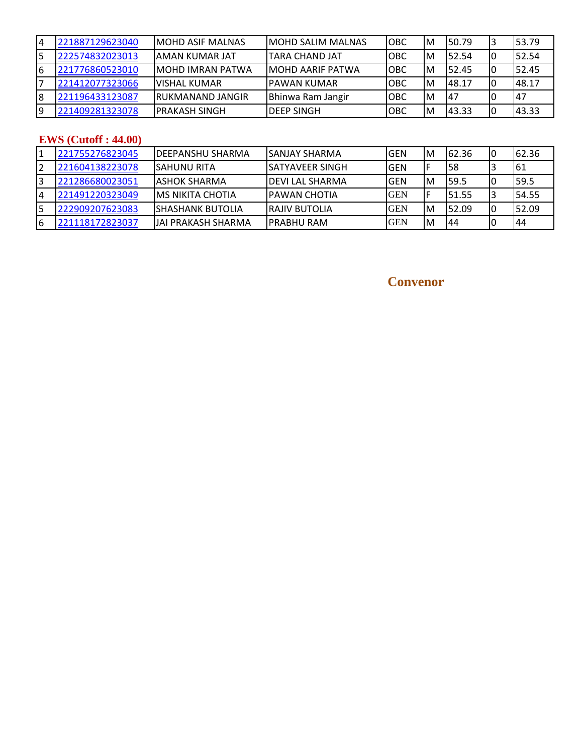| | | | | | | | | |
|---|---|---|---|---|---|---|---|---|
| 4 | 221887129623040 | MOHD ASIF MALNAS | MOHD SALIM MALNAS | OBC | M | 50.79 | 3 | 53.79 |
| 5 | 222574832023013 | AMAN KUMAR JAT | TARA CHAND JAT | OBC | M | 52.54 | 0 | 52.54 |
| 6 | 221776860523010 | MOHD IMRAN PATWA | MOHD AARIF PATWA | OBC | M | 52.45 | 0 | 52.45 |
| 7 | 221412077323066 | VISHAL KUMAR | PAWAN KUMAR | OBC | M | 48.17 | 0 | 48.17 |
| 8 | 221196433123087 | RUKMANAND JANGIR | Bhinwa Ram Jangir | OBC | M | 47 | 0 | 47 |
| 9 | 221409281323078 | PRAKASH SINGH | DEEP SINGH | OBC | M | 43.33 | 0 | 43.33 |

**EWS (Cutoff : 44.00)**

| | | | | | | | | |
|---|---|---|---|---|---|---|---|---|
| 1 | 221755276823045 | DEEPANSHU SHARMA | SANJAY SHARMA | GEN | M | 62.36 | 0 | 62.36 |
| 2 | 221604138223078 | SAHUNU RITA | SATYAVEER SINGH | GEN | F | 58 | 3 | 61 |
| 3 | 221286680023051 | ASHOK SHARMA | DEVI LAL SHARMA | GEN | M | 59.5 | 0 | 59.5 |
| 4 | 221491220323049 | MS NIKITA CHOTIA | PAWAN CHOTIA | GEN | F | 51.55 | 3 | 54.55 |
| 5 | 222909207623083 | SHASHANK BUTOLIA | RAJIV BUTOLIA | GEN | M | 52.09 | 0 | 52.09 |
| 6 | 221118172823037 | JAI PRAKASH SHARMA | PRABHU RAM | GEN | M | 44 | 0 | 44 |

**Convenor**